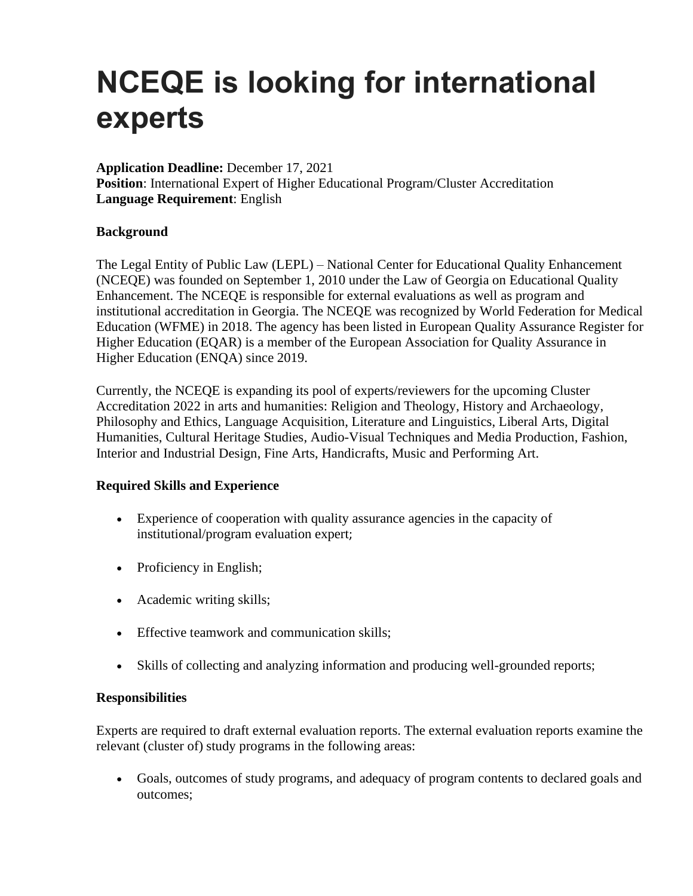# NCEQE is looking for international experts

**Application Deadline:** December 17, 2021
**Position**: International Expert of Higher Educational Program/Cluster Accreditation
**Language Requirement**: English

**Background**

The Legal Entity of Public Law (LEPL) – National Center for Educational Quality Enhancement (NCEQE) was founded on September 1, 2010 under the Law of Georgia on Educational Quality Enhancement. The NCEQE is responsible for external evaluations as well as program and institutional accreditation in Georgia. The NCEQE was recognized by World Federation for Medical Education (WFME) in 2018. The agency has been listed in European Quality Assurance Register for Higher Education (EQAR) is a member of the European Association for Quality Assurance in Higher Education (ENQA) since 2019.

Currently, the NCEQE is expanding its pool of experts/reviewers for the upcoming Cluster Accreditation 2022 in arts and humanities: Religion and Theology, History and Archaeology, Philosophy and Ethics, Language Acquisition, Literature and Linguistics, Liberal Arts, Digital Humanities, Cultural Heritage Studies, Audio-Visual Techniques and Media Production, Fashion, Interior and Industrial Design, Fine Arts, Handicrafts, Music and Performing Art.

**Required Skills and Experience**

- Experience of cooperation with quality assurance agencies in the capacity of institutional/program evaluation expert;
- Proficiency in English;
- Academic writing skills;
- Effective teamwork and communication skills;
- Skills of collecting and analyzing information and producing well-grounded reports;

**Responsibilities**

Experts are required to draft external evaluation reports. The external evaluation reports examine the relevant (cluster of) study programs in the following areas:

- Goals, outcomes of study programs, and adequacy of program contents to declared goals and outcomes;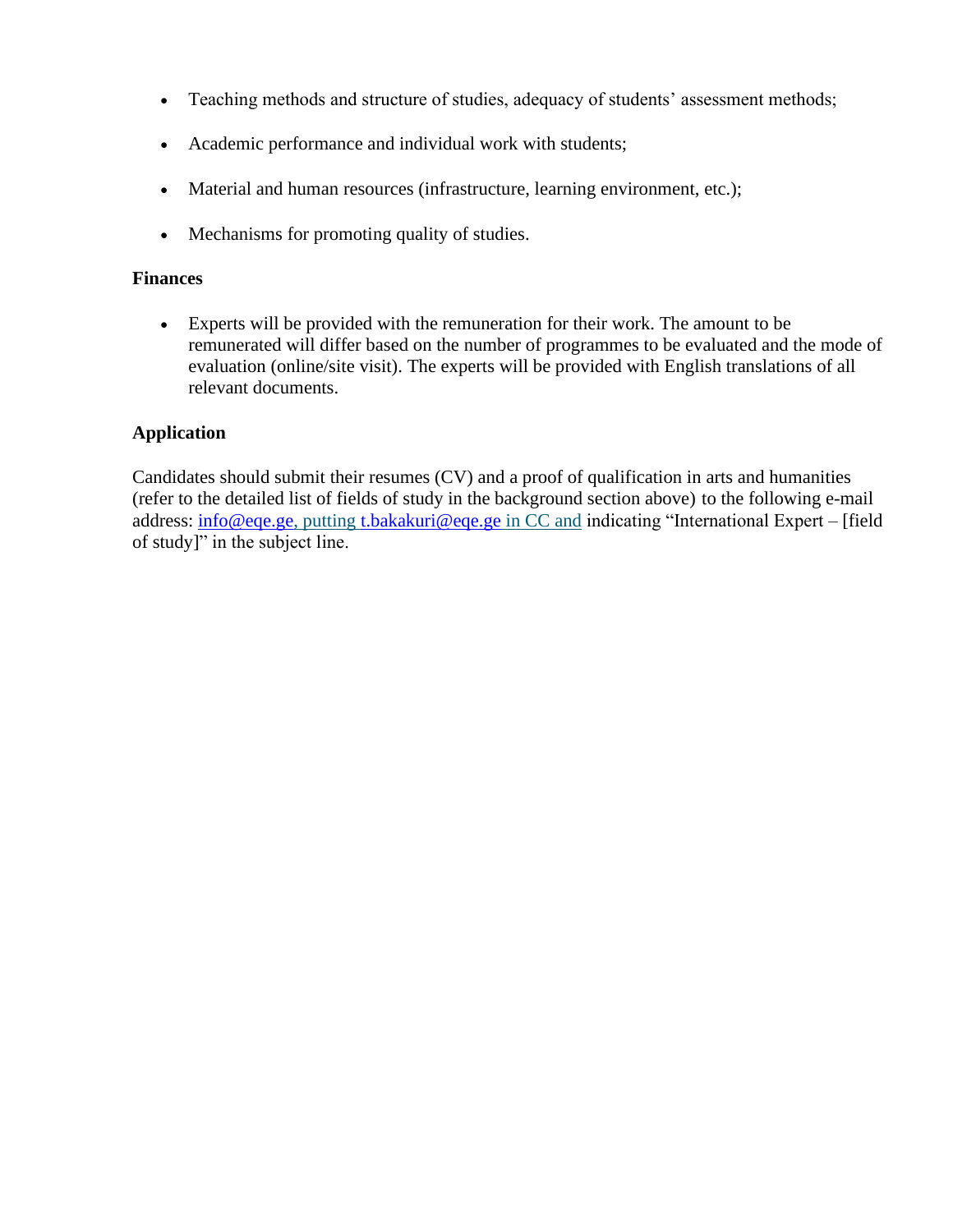- Teaching methods and structure of studies, adequacy of students' assessment methods;
- Academic performance and individual work with students;
- Material and human resources (infrastructure, learning environment, etc.);
- Mechanisms for promoting quality of studies.

**Finances**

- Experts will be provided with the remuneration for their work. The amount to be remunerated will differ based on the number of programmes to be evaluated and the mode of evaluation (online/site visit). The experts will be provided with English translations of all relevant documents.

**Application**

Candidates should submit their resumes (CV) and a proof of qualification in arts and humanities (refer to the detailed list of fields of study in the background section above) to the following e-mail address: info@eqe.ge, putting t.bakakuri@eqe.ge in CC and indicating "International Expert – [field of study]" in the subject line.